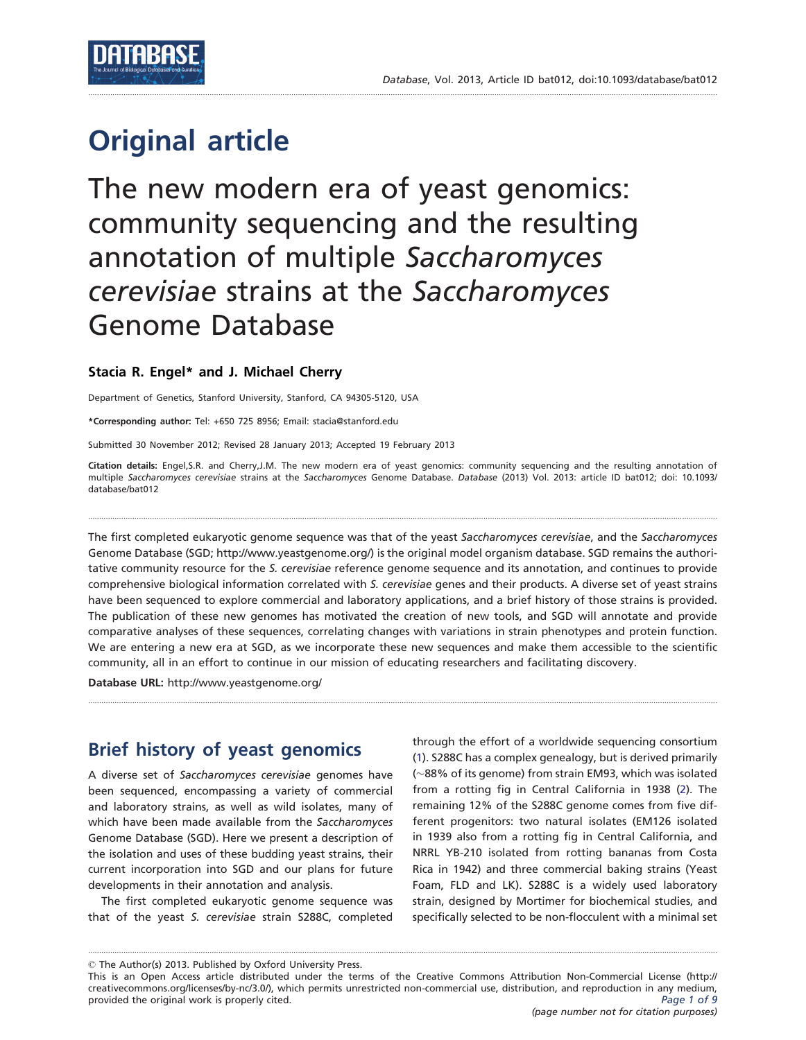# Original article

# The new modern era of yeast genomics: community sequencing and the resulting annotation of multiple *Saccharomyces cerevisiae* strains at the *Saccharomyces* Genome Database

**Stacia R. Engel\* and J. Michael Cherry**

Department of Genetics, Stanford University, Stanford, CA 94305-5120, USA

**\*Corresponding author:** Tel: +650 725 8956; Email: stacia@stanford.edu

Submitted 30 November 2012; Revised 28 January 2013; Accepted 19 February 2013

**Citation details:** Engel,S.R. and Cherry,J.M. The new modern era of yeast genomics: community sequencing and the resulting annotation of multiple *Saccharomyces cerevisiae* strains at the *Saccharomyces* Genome Database. *Database* (2013) Vol. 2013: article ID bat012; doi: 10.1093/database/bat012

The first completed eukaryotic genome sequence was that of the yeast *Saccharomyces cerevisiae*, and the *Saccharomyces* Genome Database (SGD; http://www.yeastgenome.org/) is the original model organism database. SGD remains the authoritative community resource for the *S. cerevisiae* reference genome sequence and its annotation, and continues to provide comprehensive biological information correlated with *S. cerevisiae* genes and their products. A diverse set of yeast strains have been sequenced to explore commercial and laboratory applications, and a brief history of those strains is provided. The publication of these new genomes has motivated the creation of new tools, and SGD will annotate and provide comparative analyses of these sequences, correlating changes with variations in strain phenotypes and protein function. We are entering a new era at SGD, as we incorporate these new sequences and make them accessible to the scientific community, all in an effort to continue in our mission of educating researchers and facilitating discovery.

**Database URL:** http://www.yeastgenome.org/

## Brief history of yeast genomics

A diverse set of *Saccharomyces cerevisiae* genomes have been sequenced, encompassing a variety of commercial and laboratory strains, as well as wild isolates, many of which have been made available from the *Saccharomyces* Genome Database (SGD). Here we present a description of the isolation and uses of these budding yeast strains, their current incorporation into SGD and our plans for future developments in their annotation and analysis.

The first completed eukaryotic genome sequence was that of the yeast *S. cerevisiae* strain S288C, completed through the effort of a worldwide sequencing consortium (1). S288C has a complex genealogy, but is derived primarily (~88% of its genome) from strain EM93, which was isolated from a rotting fig in Central California in 1938 (2). The remaining 12% of the S288C genome comes from five different progenitors: two natural isolates (EM126 isolated in 1939 also from a rotting fig in Central California, and NRRL YB-210 isolated from rotting bananas from Costa Rica in 1942) and three commercial baking strains (Yeast Foam, FLD and LK). S288C is a widely used laboratory strain, designed by Mortimer for biochemical studies, and specifically selected to be non-flocculent with a minimal set

© The Author(s) 2013. Published by Oxford University Press.
This is an Open Access article distributed under the terms of the Creative Commons Attribution Non-Commercial License (http://creativecommons.org/licenses/by-nc/3.0/), which permits unrestricted non-commercial use, distribution, and reproduction in any medium, provided the original work is properly cited.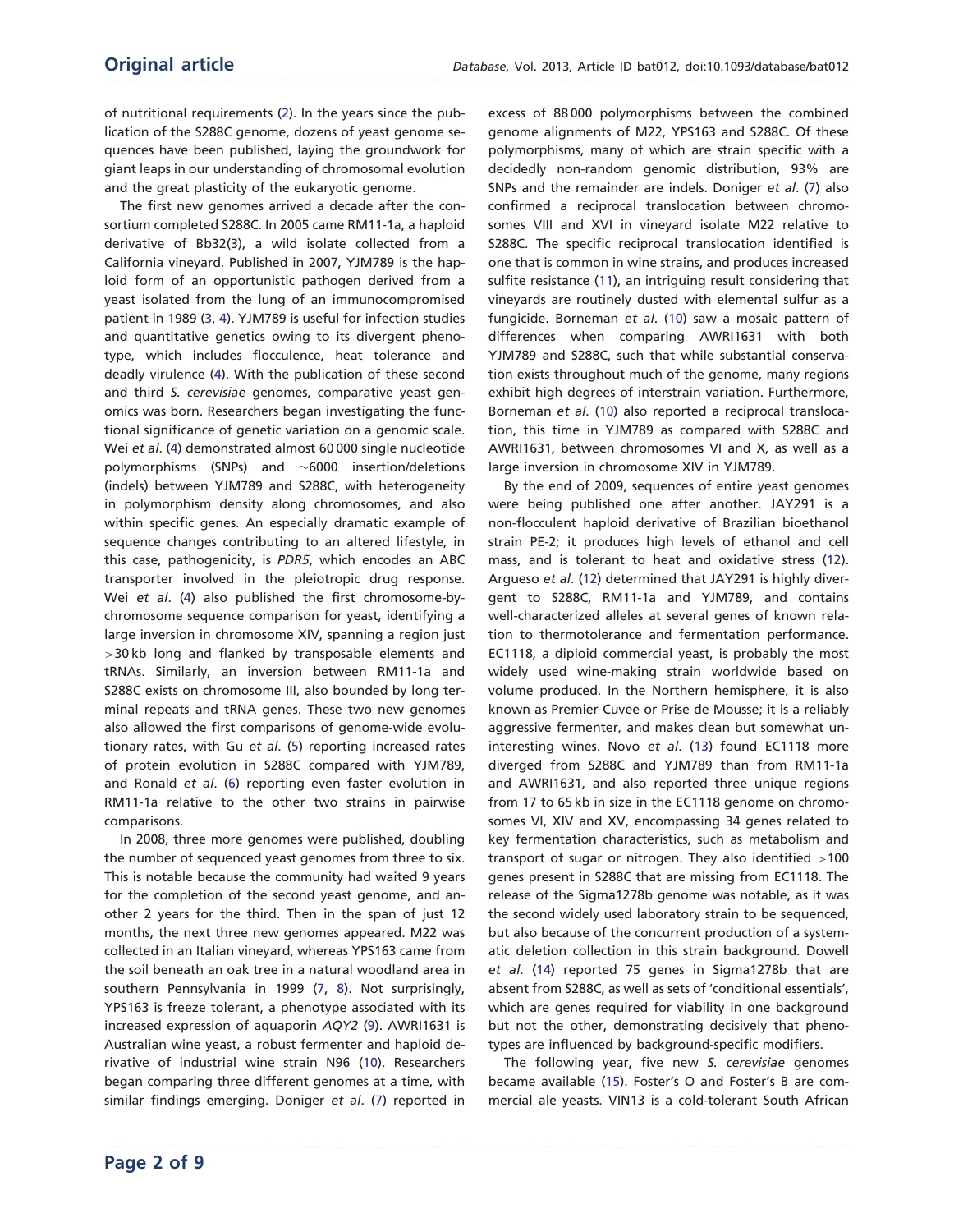of nutritional requirements (2). In the years since the publication of the S288C genome, dozens of yeast genome sequences have been published, laying the groundwork for giant leaps in our understanding of chromosomal evolution and the great plasticity of the eukaryotic genome.

The first new genomes arrived a decade after the consortium completed S288C. In 2005 came RM11-1a, a haploid derivative of Bb32(3), a wild isolate collected from a California vineyard. Published in 2007, YJM789 is the haploid form of an opportunistic pathogen derived from a yeast isolated from the lung of an immunocompromised patient in 1989 (3, 4). YJM789 is useful for infection studies and quantitative genetics owing to its divergent phenotype, which includes flocculence, heat tolerance and deadly virulence (4). With the publication of these second and third *S. cerevisiae* genomes, comparative yeast genomics was born. Researchers began investigating the functional significance of genetic variation on a genomic scale. Wei *et al*. (4) demonstrated almost 60 000 single nucleotide polymorphisms (SNPs) and ~6000 insertion/deletions (indels) between YJM789 and S288C, with heterogeneity in polymorphism density along chromosomes, and also within specific genes. An especially dramatic example of sequence changes contributing to an altered lifestyle, in this case, pathogenicity, is *PDR5*, which encodes an ABC transporter involved in the pleiotropic drug response. Wei *et al*. (4) also published the first chromosome-by-chromosome sequence comparison for yeast, identifying a large inversion in chromosome XIV, spanning a region just >30 kb long and flanked by transposable elements and tRNAs. Similarly, an inversion between RM11-1a and S288C exists on chromosome III, also bounded by long terminal repeats and tRNA genes. These two new genomes also allowed the first comparisons of genome-wide evolutionary rates, with Gu *et al*. (5) reporting increased rates of protein evolution in S288C compared with YJM789, and Ronald *et al*. (6) reporting even faster evolution in RM11-1a relative to the other two strains in pairwise comparisons.

In 2008, three more genomes were published, doubling the number of sequenced yeast genomes from three to six. This is notable because the community had waited 9 years for the completion of the second yeast genome, and another 2 years for the third. Then in the span of just 12 months, the next three new genomes appeared. M22 was collected in an Italian vineyard, whereas YPS163 came from the soil beneath an oak tree in a natural woodland area in southern Pennsylvania in 1999 (7, 8). Not surprisingly, YPS163 is freeze tolerant, a phenotype associated with its increased expression of aquaporin *AQY2* (9). AWRI1631 is Australian wine yeast, a robust fermenter and haploid derivative of industrial wine strain N96 (10). Researchers began comparing three different genomes at a time, with similar findings emerging. Doniger *et al*. (7) reported in excess of 88 000 polymorphisms between the combined genome alignments of M22, YPS163 and S288C. Of these polymorphisms, many of which are strain specific with a decidedly non-random genomic distribution, 93% are SNPs and the remainder are indels. Doniger *et al*. (7) also confirmed a reciprocal translocation between chromosomes VIII and XVI in vineyard isolate M22 relative to S288C. The specific reciprocal translocation identified is one that is common in wine strains, and produces increased sulfite resistance (11), an intriguing result considering that vineyards are routinely dusted with elemental sulfur as a fungicide. Borneman *et al*. (10) saw a mosaic pattern of differences when comparing AWRI1631 with both YJM789 and S288C, such that while substantial conservation exists throughout much of the genome, many regions exhibit high degrees of interstrain variation. Furthermore, Borneman *et al*. (10) also reported a reciprocal translocation, this time in YJM789 as compared with S288C and AWRI1631, between chromosomes VI and X, as well as a large inversion in chromosome XIV in YJM789.

By the end of 2009, sequences of entire yeast genomes were being published one after another. JAY291 is a non-flocculent haploid derivative of Brazilian bioethanol strain PE-2; it produces high levels of ethanol and cell mass, and is tolerant to heat and oxidative stress (12). Argueso *et al*. (12) determined that JAY291 is highly divergent to S288C, RM11-1a and YJM789, and contains well-characterized alleles at several genes of known relation to thermotolerance and fermentation performance. EC1118, a diploid commercial yeast, is probably the most widely used wine-making strain worldwide based on volume produced. In the Northern hemisphere, it is also known as Premier Cuvee or Prise de Mousse; it is a reliably aggressive fermenter, and makes clean but somewhat uninteresting wines. Novo *et al*. (13) found EC1118 more diverged from S288C and YJM789 than from RM11-1a and AWRI1631, and also reported three unique regions from 17 to 65 kb in size in the EC1118 genome on chromosomes VI, XIV and XV, encompassing 34 genes related to key fermentation characteristics, such as metabolism and transport of sugar or nitrogen. They also identified >100 genes present in S288C that are missing from EC1118. The release of the Sigma1278b genome was notable, as it was the second widely used laboratory strain to be sequenced, but also because of the concurrent production of a systematic deletion collection in this strain background. Dowell *et al*. (14) reported 75 genes in Sigma1278b that are absent from S288C, as well as sets of 'conditional essentials', which are genes required for viability in one background but not the other, demonstrating decisively that phenotypes are influenced by background-specific modifiers.

The following year, five new *S. cerevisiae* genomes became available (15). Foster's O and Foster's B are commercial ale yeasts. VIN13 is a cold-tolerant South African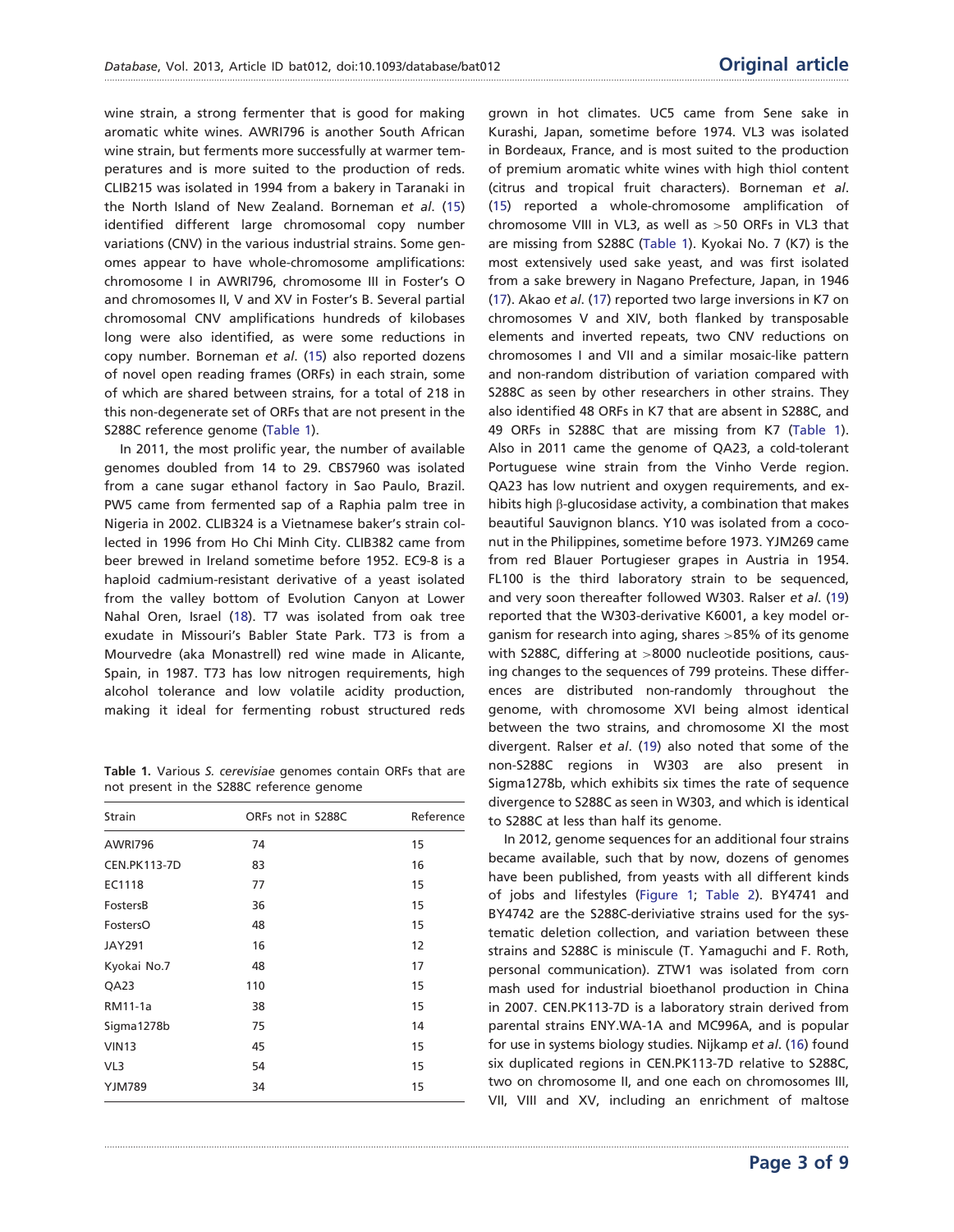wine strain, a strong fermenter that is good for making aromatic white wines. AWRI796 is another South African wine strain, but ferments more successfully at warmer temperatures and is more suited to the production of reds. CLIB215 was isolated in 1994 from a bakery in Taranaki in the North Island of New Zealand. Borneman *et al*. (15) identified different large chromosomal copy number variations (CNV) in the various industrial strains. Some genomes appear to have whole-chromosome amplifications: chromosome I in AWRI796, chromosome III in Foster's O and chromosomes II, V and XV in Foster's B. Several partial chromosomal CNV amplifications hundreds of kilobases long were also identified, as were some reductions in copy number. Borneman *et al*. (15) also reported dozens of novel open reading frames (ORFs) in each strain, some of which are shared between strains, for a total of 218 in this non-degenerate set of ORFs that are not present in the S288C reference genome (Table 1).

In 2011, the most prolific year, the number of available genomes doubled from 14 to 29. CBS7960 was isolated from a cane sugar ethanol factory in Sao Paulo, Brazil. PW5 came from fermented sap of a Raphia palm tree in Nigeria in 2002. CLIB324 is a Vietnamese baker's strain collected in 1996 from Ho Chi Minh City. CLIB382 came from beer brewed in Ireland sometime before 1952. EC9-8 is a haploid cadmium-resistant derivative of a yeast isolated from the valley bottom of Evolution Canyon at Lower Nahal Oren, Israel (18). T7 was isolated from oak tree exudate in Missouri's Babler State Park. T73 is from a Mourvedre (aka Monastrell) red wine made in Alicante, Spain, in 1987. T73 has low nitrogen requirements, high alcohol tolerance and low volatile acidity production, making it ideal for fermenting robust structured reds grown in hot climates. UC5 came from Sene sake in Kurashi, Japan, sometime before 1974. VL3 was isolated in Bordeaux, France, and is most suited to the production of premium aromatic white wines with high thiol content (citrus and tropical fruit characters). Borneman *et al*. (15) reported a whole-chromosome amplification of chromosome VIII in VL3, as well as >50 ORFs in VL3 that are missing from S288C (Table 1). Kyokai No. 7 (K7) is the most extensively used sake yeast, and was first isolated from a sake brewery in Nagano Prefecture, Japan, in 1946 (17). Akao *et al*. (17) reported two large inversions in K7 on chromosomes V and XIV, both flanked by transposable elements and inverted repeats, two CNV reductions on chromosomes I and VII and a similar mosaic-like pattern and non-random distribution of variation compared with S288C as seen by other researchers in other strains. They also identified 48 ORFs in K7 that are absent in S288C, and 49 ORFs in S288C that are missing from K7 (Table 1). Also in 2011 came the genome of QA23, a cold-tolerant Portuguese wine strain from the Vinho Verde region. QA23 has low nutrient and oxygen requirements, and exhibits high β-glucosidase activity, a combination that makes beautiful Sauvignon blancs. Y10 was isolated from a coconut in the Philippines, sometime before 1973. YJM269 came from red Blauer Portugieser grapes in Austria in 1954. FL100 is the third laboratory strain to be sequenced, and very soon thereafter followed W303. Ralser *et al*. (19) reported that the W303-derivative K6001, a key model organism for research into aging, shares >85% of its genome with S288C, differing at >8000 nucleotide positions, causing changes to the sequences of 799 proteins. These differences are distributed non-randomly throughout the genome, with chromosome XVI being almost identical between the two strains, and chromosome XI the most divergent. Ralser *et al*. (19) also noted that some of the non-S288C regions in W303 are also present in Sigma1278b, which exhibits six times the rate of sequence divergence to S288C as seen in W303, and which is identical to S288C at less than half its genome.

**Table 1.** Various *S. cerevisiae* genomes contain ORFs that are not present in the S288C reference genome

| Strain | ORFs not in S288C | Reference |
|---|---|---|
| AWRI796 | 74 | 15 |
| CEN.PK113-7D | 83 | 16 |
| EC1118 | 77 | 15 |
| FostersB | 36 | 15 |
| FostersO | 48 | 15 |
| JAY291 | 16 | 12 |
| Kyokai No.7 | 48 | 17 |
| QA23 | 110 | 15 |
| RM11-1a | 38 | 15 |
| Sigma1278b | 75 | 14 |
| VIN13 | 45 | 15 |
| VL3 | 54 | 15 |
| YJM789 | 34 | 15 |

In 2012, genome sequences for an additional four strains became available, such that by now, dozens of genomes have been published, from yeasts with all different kinds of jobs and lifestyles (Figure 1; Table 2). BY4741 and BY4742 are the S288C-deriviative strains used for the systematic deletion collection, and variation between these strains and S288C is miniscule (T. Yamaguchi and F. Roth, personal communication). ZTW1 was isolated from corn mash used for industrial bioethanol production in China in 2007. CEN.PK113-7D is a laboratory strain derived from parental strains ENY.WA-1A and MC996A, and is popular for use in systems biology studies. Nijkamp *et al*. (16) found six duplicated regions in CEN.PK113-7D relative to S288C, two on chromosome II, and one each on chromosomes III, VII, VIII and XV, including an enrichment of maltose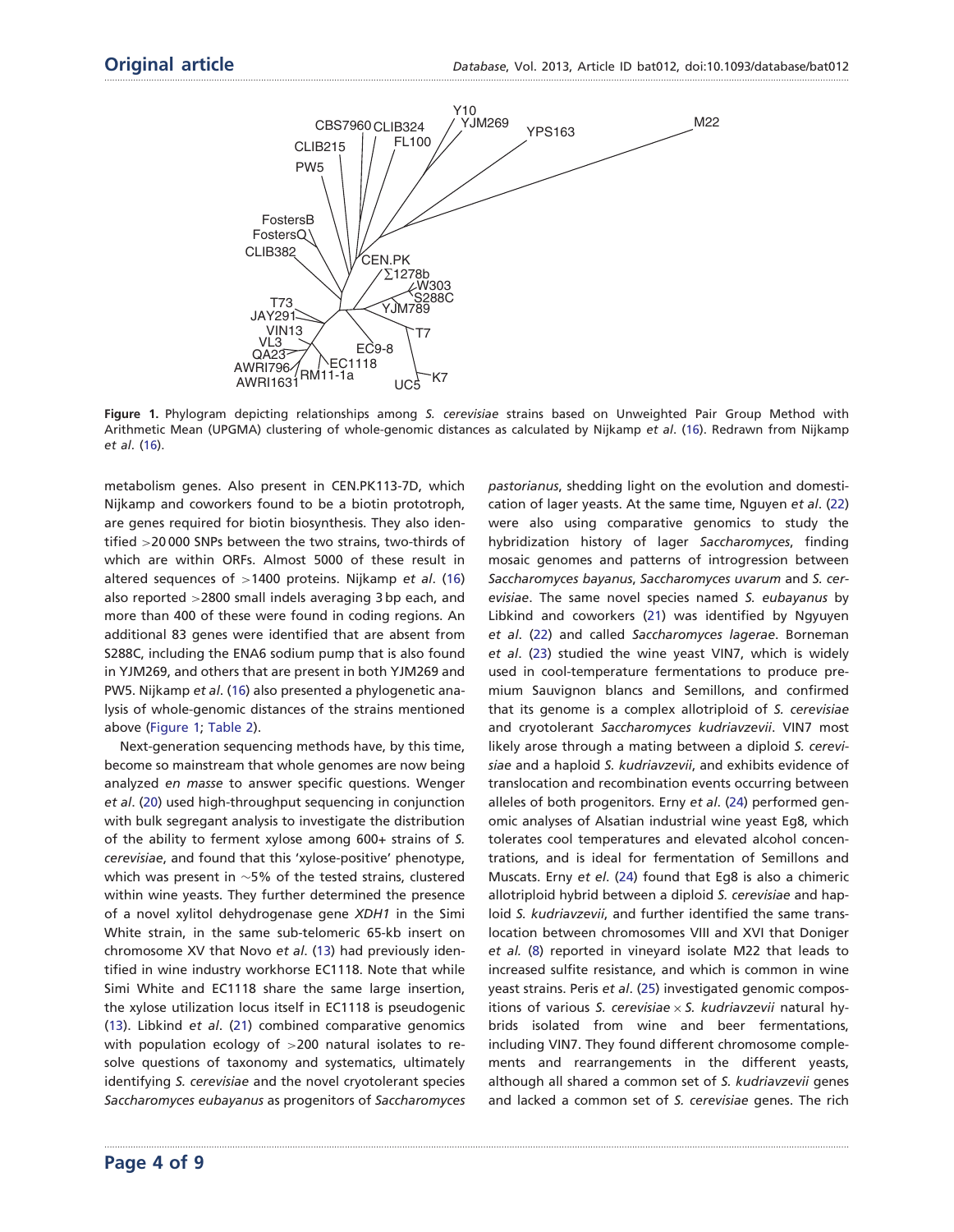Figure 1. Phylogram depicting relationships among *S. cerevisiae* strains based on Unweighted Pair Group Method with Arithmetic Mean (UPGMA) clustering of whole-genomic distances as calculated by Nijkamp *et al*. (16). Redrawn from Nijkamp *et al*. (16).

metabolism genes. Also present in CEN.PK113-7D, which Nijkamp and coworkers found to be a biotin prototroph, are genes required for biotin biosynthesis. They also identified >20 000 SNPs between the two strains, two-thirds of which are within ORFs. Almost 5000 of these result in altered sequences of >1400 proteins. Nijkamp *et al*. (16) also reported >2800 small indels averaging 3 bp each, and more than 400 of these were found in coding regions. An additional 83 genes were identified that are absent from S288C, including the ENA6 sodium pump that is also found in YJM269, and others that are present in both YJM269 and PW5. Nijkamp *et al*. (16) also presented a phylogenetic analysis of whole-genomic distances of the strains mentioned above (Figure 1; Table 2).

Next-generation sequencing methods have, by this time, become so mainstream that whole genomes are now being analyzed *en masse* to answer specific questions. Wenger *et al*. (20) used high-throughput sequencing in conjunction with bulk segregant analysis to investigate the distribution of the ability to ferment xylose among 600+ strains of *S. cerevisiae*, and found that this 'xylose-positive' phenotype, which was present in ~5% of the tested strains, clustered within wine yeasts. They further determined the presence of a novel xylitol dehydrogenase gene *XDH1* in the Simi White strain, in the same sub-telomeric 65-kb insert on chromosome XV that Novo *et al*. (13) had previously identified in wine industry workhorse EC1118. Note that while Simi White and EC1118 share the same large insertion, the xylose utilization locus itself in EC1118 is pseudogenic (13). Libkind *et al*. (21) combined comparative genomics with population ecology of >200 natural isolates to resolve questions of taxonomy and systematics, ultimately identifying *S. cerevisiae* and the novel cryotolerant species *Saccharomyces eubayanus* as progenitors of *Saccharomyces pastorianus*, shedding light on the evolution and domestication of lager yeasts. At the same time, Nguyen *et al*. (22) were also using comparative genomics to study the hybridization history of lager *Saccharomyces*, finding mosaic genomes and patterns of introgression between *Saccharomyces bayanus*, *Saccharomyces uvarum* and *S. cerevisiae*. The same novel species named *S. eubayanus* by Libkind and coworkers (21) was identified by Ngyuyen *et al*. (22) and called *Saccharomyces lagerae*. Borneman *et al*. (23) studied the wine yeast VIN7, which is widely used in cool-temperature fermentations to produce premium Sauvignon blancs and Semillons, and confirmed that its genome is a complex allotriploid of *S. cerevisiae* and cryotolerant *Saccharomyces kudriavzevii*. VIN7 most likely arose through a mating between a diploid *S. cerevisiae* and a haploid *S. kudriavzevii*, and exhibits evidence of translocation and recombination events occurring between alleles of both progenitors. Erny *et al*. (24) performed genomic analyses of Alsatian industrial wine yeast Eg8, which tolerates cool temperatures and elevated alcohol concentrations, and is ideal for fermentation of Semillons and Muscats. Erny *et el*. (24) found that Eg8 is also a chimeric allotriploid hybrid between a diploid *S. cerevisiae* and haploid *S. kudriavzevii*, and further identified the same translocation between chromosomes VIII and XVI that Doniger *et al.* (8) reported in vineyard isolate M22 that leads to increased sulfite resistance, and which is common in wine yeast strains. Peris *et al*. (25) investigated genomic compositions of various *S. cerevisiae* × *S. kudriavzevii* natural hybrids isolated from wine and beer fermentations, including VIN7. They found different chromosome complements and rearrangements in the different yeasts, although all shared a common set of *S. kudriavzevii* genes and lacked a common set of *S. cerevisiae* genes. The rich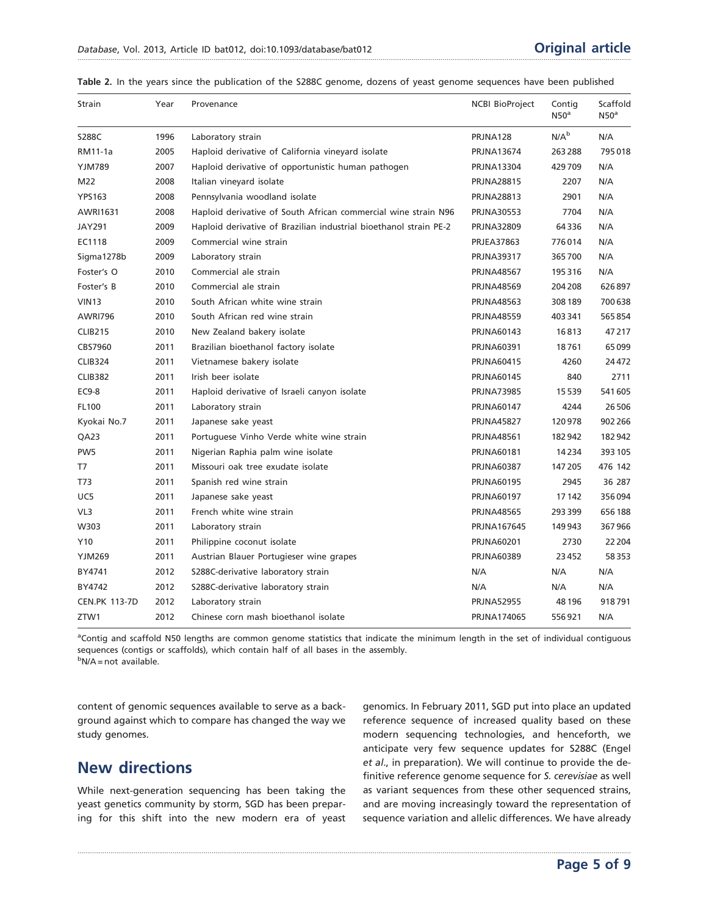**Table 2.** In the years since the publication of the S288C genome, dozens of yeast genome sequences have been published

| Strain | Year | Provenance | NCBI BioProject | Contig N50[a] | Scaffold N50[a] |
|---|---|---|---|---|---|
| S288C | 1996 | Laboratory strain | PRJNA128 | N/A[b] | N/A |
| RM11-1a | 2005 | Haploid derivative of California vineyard isolate | PRJNA13674 | 263 288 | 795 018 |
| YJM789 | 2007 | Haploid derivative of opportunistic human pathogen | PRJNA13304 | 429 709 | N/A |
| M22 | 2008 | Italian vineyard isolate | PRJNA28815 | 2207 | N/A |
| YPS163 | 2008 | Pennsylvania woodland isolate | PRJNA28813 | 2901 | N/A |
| AWRI1631 | 2008 | Haploid derivative of South African commercial wine strain N96 | PRJNA30553 | 7704 | N/A |
| JAY291 | 2009 | Haploid derivative of Brazilian industrial bioethanol strain PE-2 | PRJNA32809 | 64 336 | N/A |
| EC1118 | 2009 | Commercial wine strain | PRJEA37863 | 776 014 | N/A |
| Sigma1278b | 2009 | Laboratory strain | PRJNA39317 | 365 700 | N/A |
| Foster's O | 2010 | Commercial ale strain | PRJNA48567 | 195 316 | N/A |
| Foster's B | 2010 | Commercial ale strain | PRJNA48569 | 204 208 | 626 897 |
| VIN13 | 2010 | South African white wine strain | PRJNA48563 | 308 189 | 700 638 |
| AWRI796 | 2010 | South African red wine strain | PRJNA48559 | 403 341 | 565 854 |
| CLIB215 | 2010 | New Zealand bakery isolate | PRJNA60143 | 16 813 | 47 217 |
| CBS7960 | 2011 | Brazilian bioethanol factory isolate | PRJNA60391 | 18 761 | 65 099 |
| CLIB324 | 2011 | Vietnamese bakery isolate | PRJNA60415 | 4260 | 24 472 |
| CLIB382 | 2011 | Irish beer isolate | PRJNA60145 | 840 | 2711 |
| EC9-8 | 2011 | Haploid derivative of Israeli canyon isolate | PRJNA73985 | 15 539 | 541 605 |
| FL100 | 2011 | Laboratory strain | PRJNA60147 | 4244 | 26 506 |
| Kyokai No.7 | 2011 | Japanese sake yeast | PRJNA45827 | 120 978 | 902 266 |
| QA23 | 2011 | Portuguese Vinho Verde white wine strain | PRJNA48561 | 182 942 | 182 942 |
| PW5 | 2011 | Nigerian Raphia palm wine isolate | PRJNA60181 | 14 234 | 393 105 |
| T7 | 2011 | Missouri oak tree exudate isolate | PRJNA60387 | 147 205 | 476 142 |
| T73 | 2011 | Spanish red wine strain | PRJNA60195 | 2945 | 36 287 |
| UC5 | 2011 | Japanese sake yeast | PRJNA60197 | 17 142 | 356 094 |
| VL3 | 2011 | French white wine strain | PRJNA48565 | 293 399 | 656 188 |
| W303 | 2011 | Laboratory strain | PRJNA167645 | 149 943 | 367 966 |
| Y10 | 2011 | Philippine coconut isolate | PRJNA60201 | 2730 | 22 204 |
| YJM269 | 2011 | Austrian Blauer Portugieser wine grapes | PRJNA60389 | 23 452 | 58 353 |
| BY4741 | 2012 | S288C-derivative laboratory strain | N/A | N/A | N/A |
| BY4742 | 2012 | S288C-derivative laboratory strain | N/A | N/A | N/A |
| CEN.PK 113-7D | 2012 | Laboratory strain | PRJNA52955 | 48 196 | 918 791 |
| ZTW1 | 2012 | Chinese corn mash bioethanol isolate | PRJNA174065 | 556 921 | N/A |

[a]Contig and scaffold N50 lengths are common genome statistics that indicate the minimum length in the set of individual contiguous sequences (contigs or scaffolds), which contain half of all bases in the assembly.
[b]N/A = not available.

content of genomic sequences available to serve as a background against which to compare has changed the way we study genomes.

## New directions

While next-generation sequencing has been taking the yeast genetics community by storm, SGD has been preparing for this shift into the new modern era of yeast genomics. In February 2011, SGD put into place an updated reference sequence of increased quality based on these modern sequencing technologies, and henceforth, we anticipate very few sequence updates for S288C (Engel *et al*., in preparation). We will continue to provide the definitive reference genome sequence for *S. cerevisiae* as well as variant sequences from these other sequenced strains, and are moving increasingly toward the representation of sequence variation and allelic differences. We have already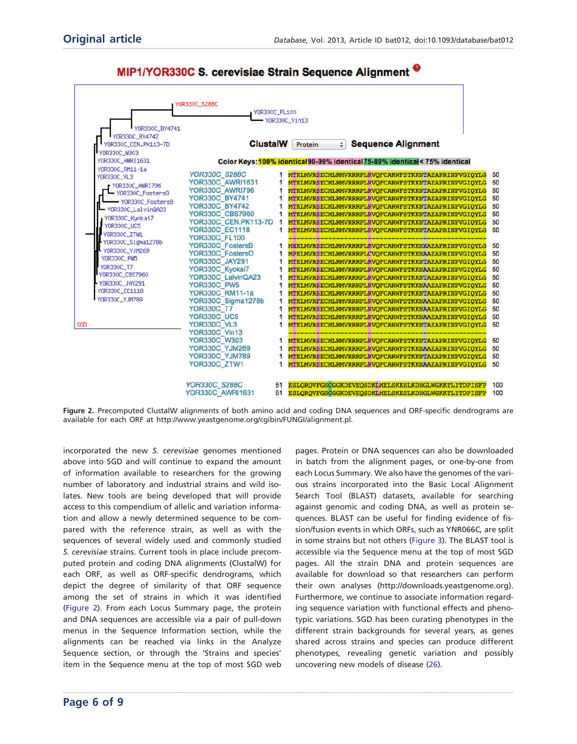**Figure 2.** Precomputed ClustalW alignments of both amino acid and coding DNA sequences and ORF-specific dendrograms are available for each ORF at http://www.yeastgenome.org/cgibin/FUNGI/alignment.pl.

incorporated the new *S. cerevisiae* genomes mentioned above into SGD and will continue to expand the amount of information available to researchers for the growing number of laboratory and industrial strains and wild isolates. New tools are being developed that will provide access to this compendium of allelic and variation information and allow a newly determined sequence to be compared with the reference strain, as well as with the sequences of several widely used and commonly studied *S. cerevisiae* strains. Current tools in place include precomputed protein and coding DNA alignments (ClustalW) for each ORF, as well as ORF-specific dendrograms, which depict the degree of similarity of that ORF sequence among the set of strains in which it was identified (Figure 2). From each Locus Summary page, the protein and DNA sequences are accessible via a pair of pull-down menus in the Sequence Information section, while the alignments can be reached via links in the Analyze Sequence section, or through the 'Strains and species' item in the Sequence menu at the top of most SGD web pages. Protein or DNA sequences can also be downloaded in batch from the alignment pages, or one-by-one from each Locus Summary. We also have the genomes of the various strains incorporated into the Basic Local Alignment Search Tool (BLAST) datasets, available for searching against genomic and coding DNA, as well as protein sequences. BLAST can be useful for finding evidence of fission/fusion events in which ORFs, such as YNR066C, are split in some strains but not others (Figure 3). The BLAST tool is accessible via the Sequence menu at the top of most SGD pages. All the strain DNA and protein sequences are available for download so that researchers can perform their own analyses (http://downloads.yeastgenome.org). Furthermore, we continue to associate information regarding sequence variation with functional effects and phenotypic variations. SGD has been curating phenotypes in the different strain backgrounds for several years, as genes shared across strains and species can produce different phenotypes, revealing genetic variation and possibly uncovering new models of disease (26).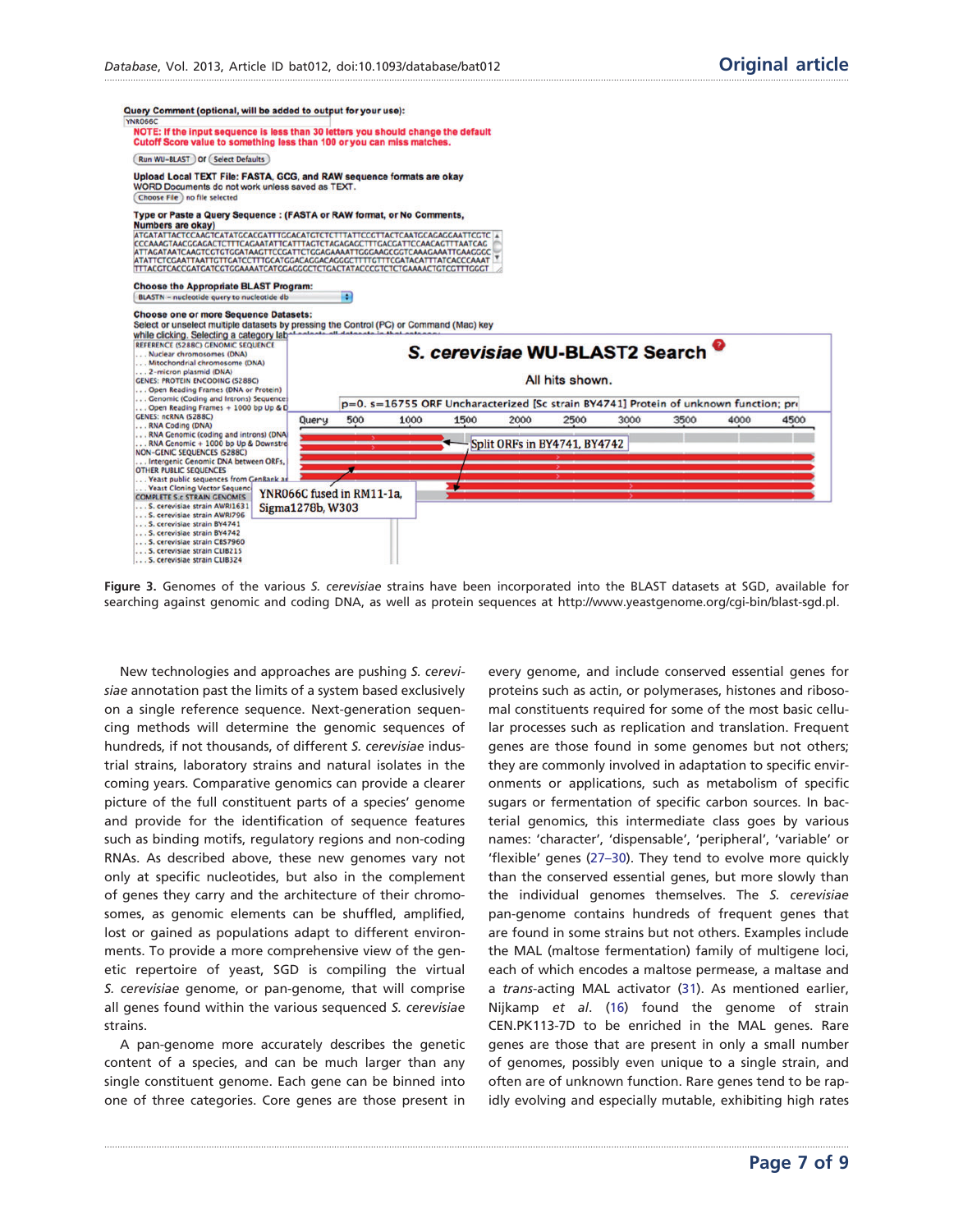Query Comment (optional, will be added to output for your use):

YNR066C

NOTE: If the input sequence is less than 30 letters you should change the default Cutoff Score value to something less than 100 or you can miss matches.

Run WU-BLAST or Select Defaults

Upload Local TEXT File: FASTA, GCG, and RAW sequence formats are okay

WORD Documents do not work unless saved as TEXT.

Choose File no file selected

Type or Paste a Query Sequence : (FASTA or RAW format, or No Comments, Numbers are okay)

ATGATATTACTCCAAGTCATATGCACGATTTGGACATGTCTCTTTATTCCGTTACTCAATGCAGAGGAATTCGTC
CCCAAAGTAACGGAGACTCTTTCAGAATATTCATTTAGTCTAGAGAGCTTTGACGATTCCAACAGTTTAATCAG
ATTAGATAATCAAGTCGTGTGGATAAGTTCCGATTCTGGAGAAAATTGGGAAGCGGTCAAAGAAATTGAAGGGC
ATATTCTCGAATTAATTGTTGATCCTTTGCATGGACAGGACAGGGCTTTTGTTTCGATACATTATCACCCAAAT
TTTACGTCACCGATGATCGTGGAAAATCATGGAGGGCTCTGACTATACCCGTCTCTGAAAACTGTCGTTGGGT

Choose the Appropriate BLAST Program:

BLASTN – nucleotide query to nucleotide db

Choose one or more Sequence Datasets:

Select or unselect multiple datasets by pressing the Control (PC) or Command (Mac) key while clicking. Selecting a category label selects all datasets in that category.

REFERENCE (S288C) GENOMIC SEQUENCE
... Nuclear chromosomes (DNA)
... Mitochondrial chromosome (DNA)
... 2-micron plasmid (DNA)
GENES: PROTEIN ENCODING (S288C)
... Open Reading Frames (DNA or Protein)
... Genomic (Coding and Introns) Sequence
... Open Reading Frames + 1000 bp Up & D
GENES: ncRNA (S288C)
... RNA Coding (DNA)
... RNA Genomic (coding and introns) (DNA
... RNA Genomic + 1000 bp Up & Downstre
NON-GENIC SEQUENCES (S288C)
... Intergenic Genomic DNA between ORFs,
OTHER PUBLIC SEQUENCES
... Yeast public sequences from GenBank a
... Yeast Cloning Vector Sequenc
COMPLETE S.c STRAIN GENOMES
... S. cerevisiae strain AWRI1631
... S. cerevisiae strain AWRI796
... S. cerevisiae strain BY4741
... S. cerevisiae strain BY4742
... S. cerevisiae strain CBS7960
... S. cerevisiae strain CLIB215
... S. cerevisiae strain CLIB324

*S. cerevisiae* WU-BLAST2 Search

All hits shown.

p=0. s=16755 ORF Uncharacterized [Sc strain BY4741] Protein of unknown function; pr

Query 500 1000 1500 2000 2500 3000 3500 4000 4500

Split ORFs in BY4741, BY4742

YNR066C fused in RM11-1a, Sigma1278b, W303

**Figure 3.** Genomes of the various *S. cerevisiae* strains have been incorporated into the BLAST datasets at SGD, available for searching against genomic and coding DNA, as well as protein sequences at http://www.yeastgenome.org/cgi-bin/blast-sgd.pl.

New technologies and approaches are pushing *S. cerevisiae* annotation past the limits of a system based exclusively on a single reference sequence. Next-generation sequencing methods will determine the genomic sequences of hundreds, if not thousands, of different *S. cerevisiae* industrial strains, laboratory strains and natural isolates in the coming years. Comparative genomics can provide a clearer picture of the full constituent parts of a species' genome and provide for the identification of sequence features such as binding motifs, regulatory regions and non-coding RNAs. As described above, these new genomes vary not only at specific nucleotides, but also in the complement of genes they carry and the architecture of their chromosomes, as genomic elements can be shuffled, amplified, lost or gained as populations adapt to different environments. To provide a more comprehensive view of the genetic repertoire of yeast, SGD is compiling the virtual *S. cerevisiae* genome, or pan-genome, that will comprise all genes found within the various sequenced *S. cerevisiae* strains.

A pan-genome more accurately describes the genetic content of a species, and can be much larger than any single constituent genome. Each gene can be binned into one of three categories. Core genes are those present in every genome, and include conserved essential genes for proteins such as actin, or polymerases, histones and ribosomal constituents required for some of the most basic cellular processes such as replication and translation. Frequent genes are those found in some genomes but not others; they are commonly involved in adaptation to specific environments or applications, such as metabolism of specific sugars or fermentation of specific carbon sources. In bacterial genomics, this intermediate class goes by various names: 'character', 'dispensable', 'peripheral', 'variable' or 'flexible' genes (27–30). They tend to evolve more quickly than the conserved essential genes, but more slowly than the individual genomes themselves. The *S. cerevisiae* pan-genome contains hundreds of frequent genes that are found in some strains but not others. Examples include the MAL (maltose fermentation) family of multigene loci, each of which encodes a maltose permease, a maltase and a *trans*-acting MAL activator (31). As mentioned earlier, Nijkamp *et al.* (16) found the genome of strain CEN.PK113-7D to be enriched in the MAL genes. Rare genes are those that are present in only a small number of genomes, possibly even unique to a single strain, and often are of unknown function. Rare genes tend to be rapidly evolving and especially mutable, exhibiting high rates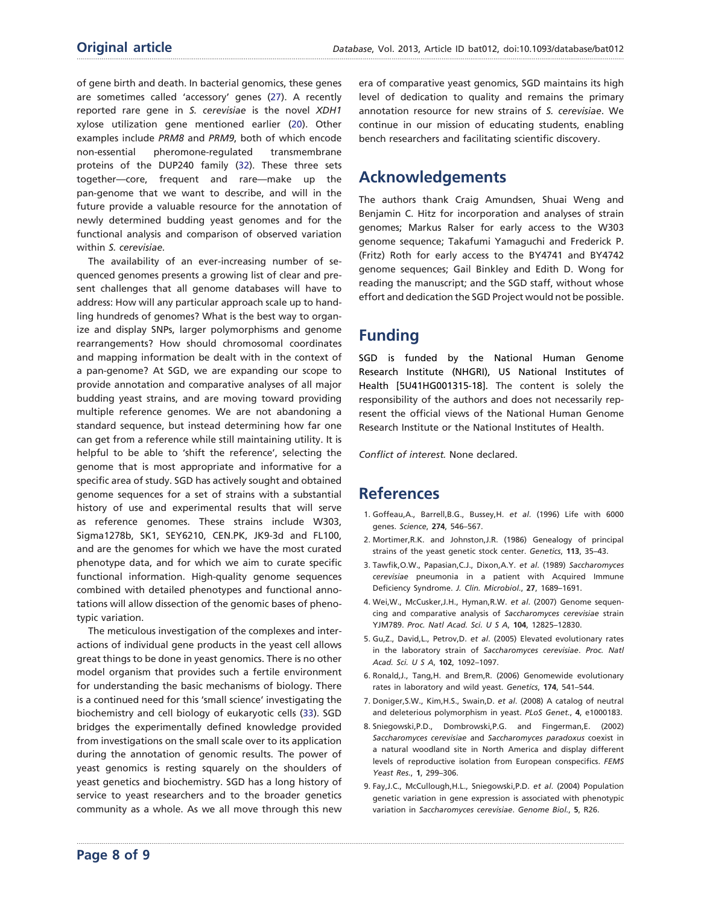of gene birth and death. In bacterial genomics, these genes are sometimes called 'accessory' genes (27). A recently reported rare gene in *S. cerevisiae* is the novel *XDH1* xylose utilization gene mentioned earlier (20). Other examples include *PRM8* and *PRM9*, both of which encode non-essential pheromone-regulated transmembrane proteins of the DUP240 family (32). These three sets together—core, frequent and rare—make up the pan-genome that we want to describe, and will in the future provide a valuable resource for the annotation of newly determined budding yeast genomes and for the functional analysis and comparison of observed variation within *S. cerevisiae*.

The availability of an ever-increasing number of sequenced genomes presents a growing list of clear and present challenges that all genome databases will have to address: How will any particular approach scale up to handling hundreds of genomes? What is the best way to organize and display SNPs, larger polymorphisms and genome rearrangements? How should chromosomal coordinates and mapping information be dealt with in the context of a pan-genome? At SGD, we are expanding our scope to provide annotation and comparative analyses of all major budding yeast strains, and are moving toward providing multiple reference genomes. We are not abandoning a standard sequence, but instead determining how far one can get from a reference while still maintaining utility. It is helpful to be able to 'shift the reference', selecting the genome that is most appropriate and informative for a specific area of study. SGD has actively sought and obtained genome sequences for a set of strains with a substantial history of use and experimental results that will serve as reference genomes. These strains include W303, Sigma1278b, SK1, SEY6210, CEN.PK, JK9-3d and FL100, and are the genomes for which we have the most curated phenotype data, and for which we aim to curate specific functional information. High-quality genome sequences combined with detailed phenotypes and functional annotations will allow dissection of the genomic bases of phenotypic variation.

The meticulous investigation of the complexes and interactions of individual gene products in the yeast cell allows great things to be done in yeast genomics. There is no other model organism that provides such a fertile environment for understanding the basic mechanisms of biology. There is a continued need for this 'small science' investigating the biochemistry and cell biology of eukaryotic cells (33). SGD bridges the experimentally defined knowledge provided from investigations on the small scale over to its application during the annotation of genomic results. The power of yeast genomics is resting squarely on the shoulders of yeast genetics and biochemistry. SGD has a long history of service to yeast researchers and to the broader genetics community as a whole. As we all move through this new era of comparative yeast genomics, SGD maintains its high level of dedication to quality and remains the primary annotation resource for new strains of *S. cerevisiae*. We continue in our mission of educating students, enabling bench researchers and facilitating scientific discovery.

## Acknowledgements

The authors thank Craig Amundsen, Shuai Weng and Benjamin C. Hitz for incorporation and analyses of strain genomes; Markus Ralser for early access to the W303 genome sequence; Takafumi Yamaguchi and Frederick P. (Fritz) Roth for early access to the BY4741 and BY4742 genome sequences; Gail Binkley and Edith D. Wong for reading the manuscript; and the SGD staff, without whose effort and dedication the SGD Project would not be possible.

## Funding

SGD is funded by the National Human Genome Research Institute (NHGRI), US National Institutes of Health [5U41HG001315-18]. The content is solely the responsibility of the authors and does not necessarily represent the official views of the National Human Genome Research Institute or the National Institutes of Health.

*Conflict of interest.* None declared.

## References

1. Goffeau,A., Barrell,B.G., Bussey,H. *et al*. (1996) Life with 6000 genes. *Science*, **274**, 546–567.
2. Mortimer,R.K. and Johnston,J.R. (1986) Genealogy of principal strains of the yeast genetic stock center. *Genetics*, **113**, 35–43.
3. Tawfik,O.W., Papasian,C.J., Dixon,A.Y. *et al*. (1989) *Saccharomyces cerevisiae* pneumonia in a patient with Acquired Immune Deficiency Syndrome. *J. Clin. Microbiol*., **27**, 1689–1691.
4. Wei,W., McCusker,J.H., Hyman,R.W. *et al*. (2007) Genome sequencing and comparative analysis of *Saccharomyces cerevisiae* strain YJM789. *Proc. Natl Acad. Sci. U S A*, **104**, 12825–12830.
5. Gu,Z., David,L., Petrov,D. *et al*. (2005) Elevated evolutionary rates in the laboratory strain of *Saccharomyces cerevisiae*. *Proc. Natl Acad. Sci. U S A*, **102**, 1092–1097.
6. Ronald,J., Tang,H. and Brem,R. (2006) Genomewide evolutionary rates in laboratory and wild yeast. *Genetics*, **174**, 541–544.
7. Doniger,S.W., Kim,H.S., Swain,D. *et al*. (2008) A catalog of neutral and deleterious polymorphism in yeast. *PLoS Genet*., **4**, e1000183.
8. Sniegowski,P.D., Dombrowski,P.G. and Fingerman,E. (2002) *Saccharomyces cerevisiae* and *Saccharomyces paradoxus* coexist in a natural woodland site in North America and display different levels of reproductive isolation from European conspecifics. *FEMS Yeast Res*., **1**, 299–306.
9. Fay,J.C., McCullough,H.L., Sniegowski,P.D. *et al*. (2004) Population genetic variation in gene expression is associated with phenotypic variation in *Saccharomyces cerevisiae*. *Genome Biol*., **5**, R26.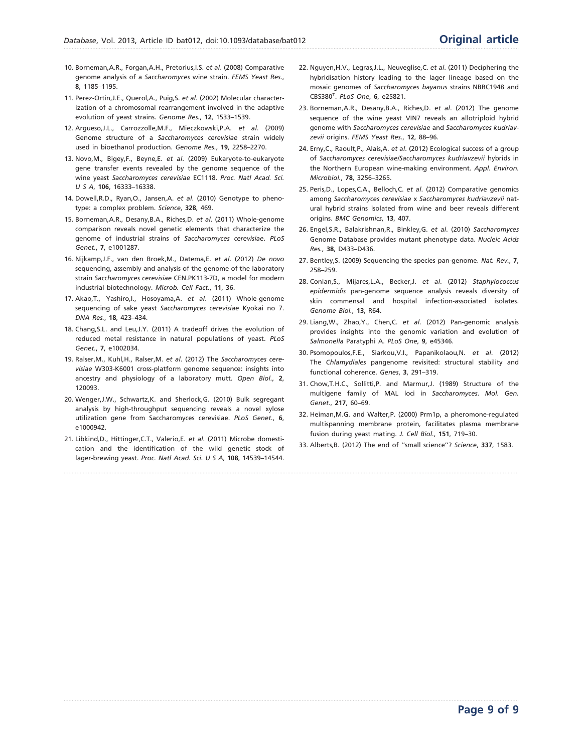10. Borneman,A.R., Forgan,A.H., Pretorius,I.S. *et al*. (2008) Comparative genome analysis of a *Saccharomyces* wine strain. *FEMS Yeast Res.*, **8**, 1185–1195.

11. Perez-Ortin,J.E., Querol,A., Puig,S. *et al*. (2002) Molecular characterization of a chromosomal rearrangement involved in the adaptive evolution of yeast strains. *Genome Res.*, **12**, 1533–1539.

12. Argueso,J.L., Carrozzolle,M.F., Mieczkowski,P.A. *et al*. (2009) Genome structure of a *Saccharomyces cerevisiae* strain widely used in bioethanol production. *Genome Res.*, **19**, 2258–2270.

13. Novo,M., Bigey,F., Beyne,E. *et al*. (2009) Eukaryote-to-eukaryote gene transfer events revealed by the genome sequence of the wine yeast *Saccharomyces cerevisiae* EC1118. *Proc. Natl Acad. Sci. U S A*, **106**, 16333–16338.

14. Dowell,R.D., Ryan,O., Jansen,A. *et al*. (2010) Genotype to phenotype: a complex problem. *Science*, **328**, 469.

15. Borneman,A.R., Desany,B.A., Riches,D. *et al*. (2011) Whole-genome comparison reveals novel genetic elements that characterize the genome of industrial strains of *Saccharomyces cerevisiae*. *PLoS Genet.*, **7**, e1001287.

16. Nijkamp,J.F., van den Broek,M., Datema,E. *et al*. (2012) *De novo* sequencing, assembly and analysis of the genome of the laboratory strain *Saccharomyces cerevisiae* CEN.PK113-7D, a model for modern industrial biotechnology. *Microb. Cell Fact.*, **11**, 36.

17. Akao,T., Yashiro,I., Hosoyama,A. *et al*. (2011) Whole-genome sequencing of sake yeast *Saccharomyces cerevisiae* Kyokai no 7. *DNA Res.*, **18**, 423–434.

18. Chang,S.L. and Leu,J.Y. (2011) A tradeoff drives the evolution of reduced metal resistance in natural populations of yeast. *PLoS Genet.*, **7**, e1002034.

19. Ralser,M., Kuhl,H., Ralser,M. *et al*. (2012) The *Saccharomyces cerevisiae* W303-K6001 cross-platform genome sequence: insights into ancestry and physiology of a laboratory mutt. *Open Biol.*, **2**, 120093.

20. Wenger,J.W., Schwartz,K. and Sherlock,G. (2010) Bulk segregant analysis by high-throughput sequencing reveals a novel xylose utilization gene from Saccharomyces cerevisiae. *PLoS Genet.*, **6**, e1000942.

21. Libkind,D., Hittinger,C.T., Valerio,E. *et al*. (2011) Microbe domestication and the identification of the wild genetic stock of lager-brewing yeast. *Proc. Natl Acad. Sci. U S A*, **108**, 14539–14544.

22. Nguyen,H.V., Legras,J.L., Neuveglise,C. *et al*. (2011) Deciphering the hybridisation history leading to the lager lineage based on the mosaic genomes of *Saccharomyces bayanus* strains NBRC1948 and CBS380$^{T}$. *PLoS One*, **6**, e25821.

23. Borneman,A.R., Desany,B.A., Riches,D. *et al*. (2012) The genome sequence of the wine yeast VIN7 reveals an allotriploid hybrid genome with *Saccharomyces cerevisiae* and *Saccharomyces kudriavzevii* origins. *FEMS Yeast Res.*, **12**, 88–96.

24. Erny,C., Raoult,P., Alais,A. *et al*. (2012) Ecological success of a group of *Saccharomyces cerevisiae/Saccharomyces kudriavzevii* hybrids in the Northern European wine-making environment. *Appl. Environ. Microbiol.*, **78**, 3256–3265.

25. Peris,D., Lopes,C.A., Belloch,C. *et al*. (2012) Comparative genomics among *Saccharomyces cerevisiae* x *Saccharomyces kudriavzevii* natural hybrid strains isolated from wine and beer reveals different origins. *BMC Genomics*, **13**, 407.

26. Engel,S.R., Balakrishnan,R., Binkley,G. *et al*. (2010) *Saccharomyces* Genome Database provides mutant phenotype data. *Nucleic Acids Res.*, **38**, D433–D436.

27. Bentley,S. (2009) Sequencing the species pan-genome. *Nat. Rev.*, **7**, 258–259.

28. Conlan,S., Mijares,L.A., Becker,J. *et al*. (2012) *Staphylococcus epidermidis* pan-genome sequence analysis reveals diversity of skin commensal and hospital infection-associated isolates. *Genome Biol.*, **13**, R64.

29. Liang,W., Zhao,Y., Chen,C. *et al*. (2012) Pan-genomic analysis provides insights into the genomic variation and evolution of *Salmonella* Paratyphi A. *PLoS One*, **9**, e45346.

30. Psomopoulos,F.E., Siarkou,V.I., Papanikolaou,N. *et al*. (2012) The *Chlamydiales* pangenome revisited: structural stability and functional coherence. *Genes*, **3**, 291–319.

31. Chow,T.H.C., Sollitti,P. and Marmur,J. (1989) Structure of the multigene family of MAL loci in *Saccharomyces*. *Mol. Gen. Genet.*, **217**, 60–69.

32. Heiman,M.G. and Walter,P. (2000) Prm1p, a pheromone-regulated multispanning membrane protein, facilitates plasma membrane fusion during yeast mating. *J. Cell Biol.*, **151**, 719–30.

33. Alberts,B. (2012) The end of ''small science''? *Science*, **337**, 1583.